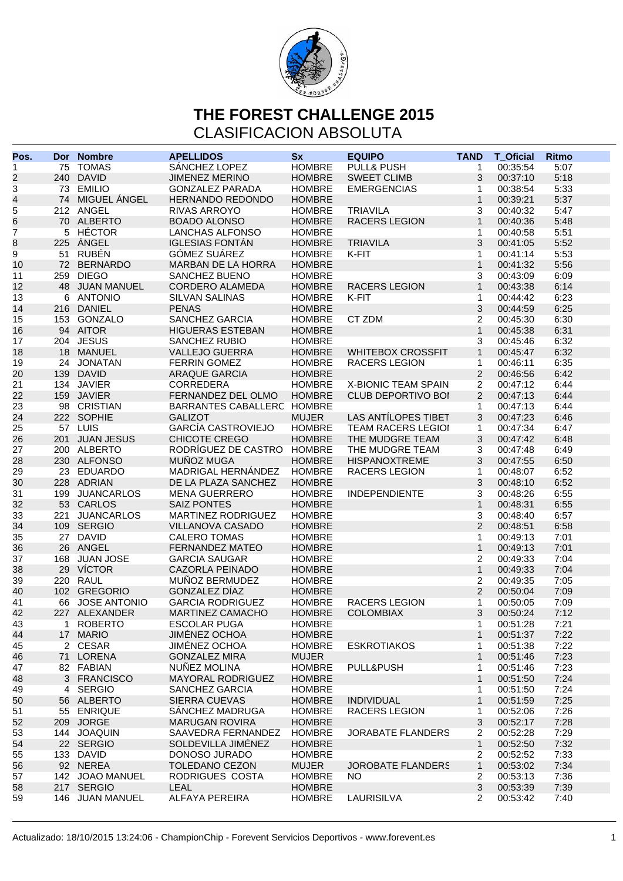# THE FOREST CHALLENGE 2015

## CLASIFICACION ABSOLUTA

| Pos. | Dor | Nombre | APELLIDOS | Sx | EQUIPO | TAND | T_Oficial | Ritmo |
|---|---|---|---|---|---|---|---|---|
| 1 | 75 | TOMAS | SÁNCHEZ LOPEZ | HOMBRE | PULL& PUSH | 1 | 00:35:54 | 5:07 |
| 2 | 240 | DAVID | JIMENEZ MERINO | HOMBRE | SWEET CLIMB | 3 | 00:37:10 | 5:18 |
| 3 | 73 | EMILIO | GONZALEZ PARADA | HOMBRE | EMERGENCIAS | 1 | 00:38:54 | 5:33 |
| 4 | 74 | MIGUEL ÁNGEL | HERNANDO REDONDO | HOMBRE | | 1 | 00:39:21 | 5:37 |
| 5 | 212 | ANGEL | RIVAS ARROYO | HOMBRE | TRIAVILA | 3 | 00:40:32 | 5:47 |
| 6 | 70 | ALBERTO | BOADO ALONSO | HOMBRE | RACERS LEGION | 1 | 00:40:36 | 5:48 |
| 7 | 5 | HÉCTOR | LANCHAS ALFONSO | HOMBRE | | 1 | 00:40:58 | 5:51 |
| 8 | 225 | ÁNGEL | IGLESIAS FONTÁN | HOMBRE | TRIAVILA | 3 | 00:41:05 | 5:52 |
| 9 | 51 | RUBÉN | GÓMEZ SUÁREZ | HOMBRE | K-FIT | 1 | 00:41:14 | 5:53 |
| 10 | 72 | BERNARDO | MARBAN DE LA HORRA | HOMBRE | | 1 | 00:41:32 | 5:56 |
| 11 | 259 | DIEGO | SANCHEZ BUENO | HOMBRE | | 3 | 00:43:09 | 6:09 |
| 12 | 48 | JUAN MANUEL | CORDERO ALAMEDA | HOMBRE | RACERS LEGION | 1 | 00:43:38 | 6:14 |
| 13 | 6 | ANTONIO | SILVAN SALINAS | HOMBRE | K-FIT | 1 | 00:44:42 | 6:23 |
| 14 | 216 | DANIEL | PENAS | HOMBRE | | 3 | 00:44:59 | 6:25 |
| 15 | 153 | GONZALO | SANCHEZ GARCIA | HOMBRE | CT ZDM | 2 | 00:45:30 | 6:30 |
| 16 | 94 | AITOR | HIGUERAS ESTEBAN | HOMBRE | | 1 | 00:45:38 | 6:31 |
| 17 | 204 | JESUS | SANCHEZ RUBIO | HOMBRE | | 3 | 00:45:46 | 6:32 |
| 18 | 18 | MANUEL | VALLEJO GUERRA | HOMBRE | WHITEBOX CROSSFIT | 1 | 00:45:47 | 6:32 |
| 19 | 24 | JONATAN | FERRIN GOMEZ | HOMBRE | RACERS LEGION | 1 | 00:46:11 | 6:35 |
| 20 | 139 | DAVID | ARAQUE GARCIA | HOMBRE | | 2 | 00:46:56 | 6:42 |
| 21 | 134 | JAVIER | CORREDERA | HOMBRE | X-BIONIC TEAM SPAIN | 2 | 00:47:12 | 6:44 |
| 22 | 159 | JAVIER | FERNANDEZ DEL OLMO | HOMBRE | CLUB DEPORTIVO BOI | 2 | 00:47:13 | 6:44 |
| 23 | 98 | CRISTIAN | BARRANTES CABALLERC | HOMBRE | | 1 | 00:47:13 | 6:44 |
| 24 | 222 | SOPHIE | GALIZOT | MUJER | LAS ANTÍLOPES TIBET | 3 | 00:47:23 | 6:46 |
| 25 | 57 | LUIS | GARCÍA CASTROVIEJO | HOMBRE | TEAM RACERS LEGIOI | 1 | 00:47:34 | 6:47 |
| 26 | 201 | JUAN JESUS | CHICOTE CREGO | HOMBRE | THE MUDGRE TEAM | 3 | 00:47:42 | 6:48 |
| 27 | 200 | ALBERTO | RODRÍGUEZ DE CASTRO | HOMBRE | THE MUDGRE TEAM | 3 | 00:47:48 | 6:49 |
| 28 | 230 | ALFONSO | MUÑOZ MUGA | HOMBRE | HISPANOXTREME | 3 | 00:47:55 | 6:50 |
| 29 | 23 | EDUARDO | MADRIGAL HERNÁNDEZ | HOMBRE | RACERS LEGION | 1 | 00:48:07 | 6:52 |
| 30 | 228 | ADRIAN | DE LA PLAZA SANCHEZ | HOMBRE | | 3 | 00:48:10 | 6:52 |
| 31 | 199 | JUANCARLOS | MENA GUERRERO | HOMBRE | INDEPENDIENTE | 3 | 00:48:26 | 6:55 |
| 32 | 53 | CARLOS | SAIZ PONTES | HOMBRE | | 1 | 00:48:31 | 6:55 |
| 33 | 221 | JUANCARLOS | MARTINEZ RODRIGUEZ | HOMBRE | | 3 | 00:48:40 | 6:57 |
| 34 | 109 | SERGIO | VILLANOVA CASADO | HOMBRE | | 2 | 00:48:51 | 6:58 |
| 35 | 27 | DAVID | CALERO TOMAS | HOMBRE | | 1 | 00:49:13 | 7:01 |
| 36 | 26 | ANGEL | FERNANDEZ MATEO | HOMBRE | | 1 | 00:49:13 | 7:01 |
| 37 | 168 | JUAN JOSE | GARCIA SAUGAR | HOMBRE | | 2 | 00:49:33 | 7:04 |
| 38 | 29 | VÍCTOR | CAZORLA PEINADO | HOMBRE | | 1 | 00:49:33 | 7:04 |
| 39 | 220 | RAUL | MUÑOZ BERMUDEZ | HOMBRE | | 2 | 00:49:35 | 7:05 |
| 40 | 102 | GREGORIO | GONZALEZ DÍAZ | HOMBRE | | 2 | 00:50:04 | 7:09 |
| 41 | 66 | JOSE ANTONIO | GARCIA RODRIGUEZ | HOMBRE | RACERS LEGION | 1 | 00:50:05 | 7:09 |
| 42 | 227 | ALEXANDER | MARTINEZ CAMACHO | HOMBRE | COLOMBIAX | 3 | 00:50:24 | 7:12 |
| 43 | 1 | ROBERTO | ESCOLAR PUGA | HOMBRE | | 1 | 00:51:28 | 7:21 |
| 44 | 17 | MARIO | JIMÉNEZ OCHOA | HOMBRE | | 1 | 00:51:37 | 7:22 |
| 45 | 2 | CESAR | JIMÉNEZ OCHOA | HOMBRE | ESKROTIAKOS | 1 | 00:51:38 | 7:22 |
| 46 | 71 | LORENA | GONZALEZ MIRA | MUJER | | 1 | 00:51:46 | 7:23 |
| 47 | 82 | FABIAN | NUÑEZ MOLINA | HOMBRE | PULL&PUSH | 1 | 00:51:46 | 7:23 |
| 48 | 3 | FRANCISCO | MAYORAL RODRIGUEZ | HOMBRE | | 1 | 00:51:50 | 7:24 |
| 49 | 4 | SERGIO | SANCHEZ GARCIA | HOMBRE | | 1 | 00:51:50 | 7:24 |
| 50 | 56 | ALBERTO | SIERRA CUEVAS | HOMBRE | INDIVIDUAL | 1 | 00:51:59 | 7:25 |
| 51 | 55 | ENRIQUE | SÁNCHEZ MADRUGA | HOMBRE | RACERS LEGION | 1 | 00:52:06 | 7:26 |
| 52 | 209 | JORGE | MARUGAN ROVIRA | HOMBRE | | 3 | 00:52:17 | 7:28 |
| 53 | 144 | JOAQUIN | SAAVEDRA FERNANDEZ | HOMBRE | JORABATE FLANDERS | 2 | 00:52:28 | 7:29 |
| 54 | 22 | SERGIO | SOLDEVILLA JIMÉNEZ | HOMBRE | | 1 | 00:52:50 | 7:32 |
| 55 | 133 | DAVID | DONOSO JURADO | HOMBRE | | 2 | 00:52:52 | 7:33 |
| 56 | 92 | NEREA | TOLEDANO CEZON | MUJER | JOROBATE FLANDERS | 1 | 00:53:02 | 7:34 |
| 57 | 142 | JOAO MANUEL | RODRIGUES COSTA | HOMBRE | NO | 2 | 00:53:13 | 7:36 |
| 58 | 217 | SERGIO | LEAL | HOMBRE | | 3 | 00:53:39 | 7:39 |
| 59 | 146 | JUAN MANUEL | ALFAYA PEREIRA | HOMBRE | LAURISILVA | 2 | 00:53:42 | 7:40 |

Actualizado: 18/10/2015 13:24:06 - ChampionChip - Forevent Servicios Deportivos - www.forevent.es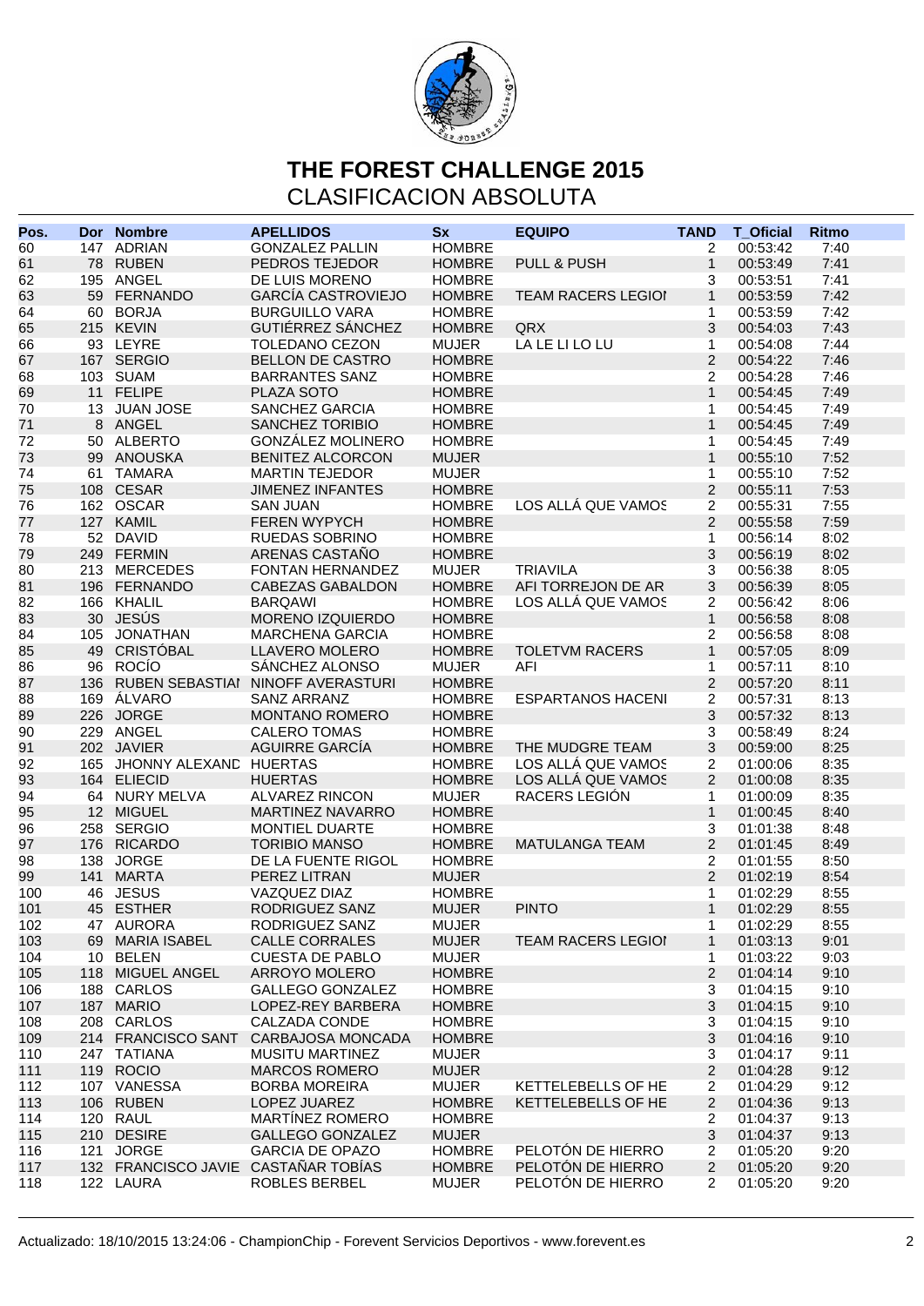# THE FOREST CHALLENGE 2015

## CLASIFICACION ABSOLUTA

| Pos. | Dor | Nombre | APELLIDOS | Sx | EQUIPO | TAND | T_Oficial | Ritmo |
|---|---|---|---|---|---|---|---|---|
| 60 | 147 | ADRIAN | GONZALEZ PALLIN | HOMBRE | | 2 | 00:53:42 | 7:40 |
| 61 | 78 | RUBEN | PEDROS TEJEDOR | HOMBRE | PULL & PUSH | 1 | 00:53:49 | 7:41 |
| 62 | 195 | ANGEL | DE LUIS MORENO | HOMBRE | | 3 | 00:53:51 | 7:41 |
| 63 | 59 | FERNANDO | GARCÍA CASTROVIEJO | HOMBRE | TEAM RACERS LEGIOI | 1 | 00:53:59 | 7:42 |
| 64 | 60 | BORJA | BURGUILLO VARA | HOMBRE | | 1 | 00:53:59 | 7:42 |
| 65 | 215 | KEVIN | GUTIÉRREZ SÁNCHEZ | HOMBRE | QRX | 3 | 00:54:03 | 7:43 |
| 66 | 93 | LEYRE | TOLEDANO CEZON | MUJER | LA LE LI LO LU | 1 | 00:54:08 | 7:44 |
| 67 | 167 | SERGIO | BELLON DE CASTRO | HOMBRE | | 2 | 00:54:22 | 7:46 |
| 68 | 103 | SUAM | BARRANTES SANZ | HOMBRE | | 2 | 00:54:28 | 7:46 |
| 69 | 11 | FELIPE | PLAZA SOTO | HOMBRE | | 1 | 00:54:45 | 7:49 |
| 70 | 13 | JUAN JOSE | SANCHEZ GARCIA | HOMBRE | | 1 | 00:54:45 | 7:49 |
| 71 | 8 | ANGEL | SANCHEZ TORIBIO | HOMBRE | | 1 | 00:54:45 | 7:49 |
| 72 | 50 | ALBERTO | GONZÁLEZ MOLINERO | HOMBRE | | 1 | 00:54:45 | 7:49 |
| 73 | 99 | ANOUSKA | BENITEZ ALCORCON | MUJER | | 1 | 00:55:10 | 7:52 |
| 74 | 61 | TAMARA | MARTIN TEJEDOR | MUJER | | 1 | 00:55:10 | 7:52 |
| 75 | 108 | CESAR | JIMENEZ INFANTES | HOMBRE | | 2 | 00:55:11 | 7:53 |
| 76 | 162 | OSCAR | SAN JUAN | HOMBRE | LOS ALLÁ QUE VAMOS | 2 | 00:55:31 | 7:55 |
| 77 | 127 | KAMIL | FEREN WYPYCH | HOMBRE | | 2 | 00:55:58 | 7:59 |
| 78 | 52 | DAVID | RUEDAS SOBRINO | HOMBRE | | 1 | 00:56:14 | 8:02 |
| 79 | 249 | FERMIN | ARENAS CASTAÑO | HOMBRE | | 3 | 00:56:19 | 8:02 |
| 80 | 213 | MERCEDES | FONTAN HERNANDEZ | MUJER | TRIAVILA | 3 | 00:56:38 | 8:05 |
| 81 | 196 | FERNANDO | CABEZAS GABALDON | HOMBRE | AFI TORREJON DE AR | 3 | 00:56:39 | 8:05 |
| 82 | 166 | KHALIL | BARQAWI | HOMBRE | LOS ALLÁ QUE VAMOS | 2 | 00:56:42 | 8:06 |
| 83 | 30 | JESÚS | MORENO IZQUIERDO | HOMBRE | | 1 | 00:56:58 | 8:08 |
| 84 | 105 | JONATHAN | MARCHENA GARCIA | HOMBRE | | 2 | 00:56:58 | 8:08 |
| 85 | 49 | CRISTÓBAL | LLAVERO MOLERO | HOMBRE | TOLETVM RACERS | 1 | 00:57:05 | 8:09 |
| 86 | 96 | ROCÍO | SÁNCHEZ ALONSO | MUJER | AFI | 1 | 00:57:11 | 8:10 |
| 87 | 136 | RUBEN SEBASTIAI | NINOFF AVERASTURI | HOMBRE | | 2 | 00:57:20 | 8:11 |
| 88 | 169 | ÁLVARO | SANZ ARRANZ | HOMBRE | ESPARTANOS HACENI | 2 | 00:57:31 | 8:13 |
| 89 | 226 | JORGE | MONTANO ROMERO | HOMBRE | | 3 | 00:57:32 | 8:13 |
| 90 | 229 | ANGEL | CALERO TOMAS | HOMBRE | | 3 | 00:58:49 | 8:24 |
| 91 | 202 | JAVIER | AGUIRRE GARCÍA | HOMBRE | THE MUDGRE TEAM | 3 | 00:59:00 | 8:25 |
| 92 | 165 | JHONNY ALEXAND | HUERTAS | HOMBRE | LOS ALLÁ QUE VAMOS | 2 | 01:00:06 | 8:35 |
| 93 | 164 | ELIECID | HUERTAS | HOMBRE | LOS ALLÁ QUE VAMOS | 2 | 01:00:08 | 8:35 |
| 94 | 64 | NURY MELVA | ALVAREZ RINCON | MUJER | RACERS LEGIÓN | 1 | 01:00:09 | 8:35 |
| 95 | 12 | MIGUEL | MARTINEZ NAVARRO | HOMBRE | | 1 | 01:00:45 | 8:40 |
| 96 | 258 | SERGIO | MONTIEL DUARTE | HOMBRE | | 3 | 01:01:38 | 8:48 |
| 97 | 176 | RICARDO | TORIBIO MANSO | HOMBRE | MATULANGA TEAM | 2 | 01:01:45 | 8:49 |
| 98 | 138 | JORGE | DE LA FUENTE RIGOL | HOMBRE | | 2 | 01:01:55 | 8:50 |
| 99 | 141 | MARTA | PEREZ LITRAN | MUJER | | 2 | 01:02:19 | 8:54 |
| 100 | 46 | JESUS | VAZQUEZ DIAZ | HOMBRE | | 1 | 01:02:29 | 8:55 |
| 101 | 45 | ESTHER | RODRIGUEZ SANZ | MUJER | PINTO | 1 | 01:02:29 | 8:55 |
| 102 | 47 | AURORA | RODRIGUEZ SANZ | MUJER | | 1 | 01:02:29 | 8:55 |
| 103 | 69 | MARIA ISABEL | CALLE CORRALES | MUJER | TEAM RACERS LEGIOI | 1 | 01:03:13 | 9:01 |
| 104 | 10 | BELEN | CUESTA DE PABLO | MUJER | | 1 | 01:03:22 | 9:03 |
| 105 | 118 | MIGUEL ANGEL | ARROYO MOLERO | HOMBRE | | 2 | 01:04:14 | 9:10 |
| 106 | 188 | CARLOS | GALLEGO GONZALEZ | HOMBRE | | 3 | 01:04:15 | 9:10 |
| 107 | 187 | MARIO | LOPEZ-REY BARBERA | HOMBRE | | 3 | 01:04:15 | 9:10 |
| 108 | 208 | CARLOS | CALZADA CONDE | HOMBRE | | 3 | 01:04:15 | 9:10 |
| 109 | 214 | FRANCISCO SANT | CARBAJOSA MONCADA | HOMBRE | | 3 | 01:04:16 | 9:10 |
| 110 | 247 | TATIANA | MUSITU MARTINEZ | MUJER | | 3 | 01:04:17 | 9:11 |
| 111 | 119 | ROCIO | MARCOS ROMERO | MUJER | | 2 | 01:04:28 | 9:12 |
| 112 | 107 | VANESSA | BORBA MOREIRA | MUJER | KETTELEBELLS OF HE | 2 | 01:04:29 | 9:12 |
| 113 | 106 | RUBEN | LOPEZ JUAREZ | HOMBRE | KETTELEBELLS OF HE | 2 | 01:04:36 | 9:13 |
| 114 | 120 | RAUL | MARTÍNEZ ROMERO | HOMBRE | | 2 | 01:04:37 | 9:13 |
| 115 | 210 | DESIRE | GALLEGO GONZALEZ | MUJER | | 3 | 01:04:37 | 9:13 |
| 116 | 121 | JORGE | GARCIA DE OPAZO | HOMBRE | PELOTÓN DE HIERRO | 2 | 01:05:20 | 9:20 |
| 117 | 132 | FRANCISCO JAVIE | CASTAÑAR TOBÍAS | HOMBRE | PELOTÓN DE HIERRO | 2 | 01:05:20 | 9:20 |
| 118 | 122 | LAURA | ROBLES BERBEL | MUJER | PELOTÓN DE HIERRO | 2 | 01:05:20 | 9:20 |

Actualizado: 18/10/2015 13:24:06 - ChampionChip - Forevent Servicios Deportivos - www.forevent.es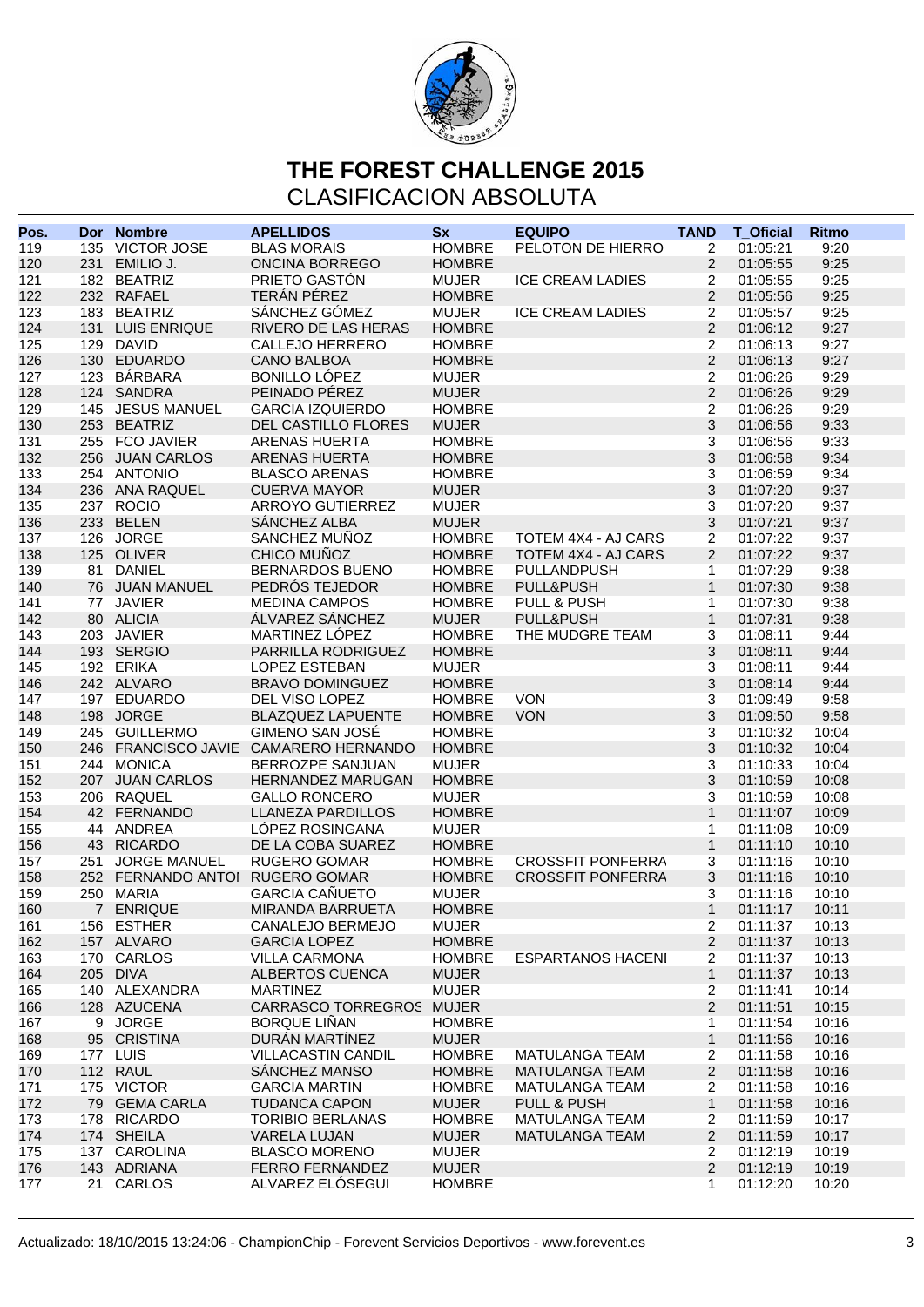# THE FOREST CHALLENGE 2015

## CLASIFICACION ABSOLUTA

| Pos. | Dor | Nombre | APELLIDOS | Sx | EQUIPO | TAND | T_Oficial | Ritmo |
|---|---|---|---|---|---|---|---|---|
| 119 | 135 | VICTOR JOSE | BLAS MORAIS | HOMBRE | PELOTON DE HIERRO | 2 | 01:05:21 | 9:20 |
| 120 | 231 | EMILIO J. | ONCINA BORREGO | HOMBRE | | 2 | 01:05:55 | 9:25 |
| 121 | 182 | BEATRIZ | PRIETO GASTÓN | MUJER | ICE CREAM LADIES | 2 | 01:05:55 | 9:25 |
| 122 | 232 | RAFAEL | TERÁN PÉREZ | HOMBRE | | 2 | 01:05:56 | 9:25 |
| 123 | 183 | BEATRIZ | SÁNCHEZ GÓMEZ | MUJER | ICE CREAM LADIES | 2 | 01:05:57 | 9:25 |
| 124 | 131 | LUIS ENRIQUE | RIVERO DE LAS HERAS | HOMBRE | | 2 | 01:06:12 | 9:27 |
| 125 | 129 | DAVID | CALLEJO HERRERO | HOMBRE | | 2 | 01:06:13 | 9:27 |
| 126 | 130 | EDUARDO | CANO BALBOA | HOMBRE | | 2 | 01:06:13 | 9:27 |
| 127 | 123 | BÁRBARA | BONILLO LÓPEZ | MUJER | | 2 | 01:06:26 | 9:29 |
| 128 | 124 | SANDRA | PEINADO PÉREZ | MUJER | | 2 | 01:06:26 | 9:29 |
| 129 | 145 | JESUS MANUEL | GARCIA IZQUIERDO | HOMBRE | | 2 | 01:06:26 | 9:29 |
| 130 | 253 | BEATRIZ | DEL CASTILLO FLORES | MUJER | | 3 | 01:06:56 | 9:33 |
| 131 | 255 | FCO JAVIER | ARENAS HUERTA | HOMBRE | | 3 | 01:06:56 | 9:33 |
| 132 | 256 | JUAN CARLOS | ARENAS HUERTA | HOMBRE | | 3 | 01:06:58 | 9:34 |
| 133 | 254 | ANTONIO | BLASCO ARENAS | HOMBRE | | 3 | 01:06:59 | 9:34 |
| 134 | 236 | ANA RAQUEL | CUERVA MAYOR | MUJER | | 3 | 01:07:20 | 9:37 |
| 135 | 237 | ROCIO | ARROYO GUTIERREZ | MUJER | | 3 | 01:07:20 | 9:37 |
| 136 | 233 | BELEN | SÁNCHEZ ALBA | MUJER | | 3 | 01:07:21 | 9:37 |
| 137 | 126 | JORGE | SANCHEZ MUÑOZ | HOMBRE | TOTEM 4X4 - AJ CARS | 2 | 01:07:22 | 9:37 |
| 138 | 125 | OLIVER | CHICO MUÑOZ | HOMBRE | TOTEM 4X4 - AJ CARS | 2 | 01:07:22 | 9:37 |
| 139 | 81 | DANIEL | BERNARDOS BUENO | HOMBRE | PULLANDPUSH | 1 | 01:07:29 | 9:38 |
| 140 | 76 | JUAN MANUEL | PEDRÓS TEJEDOR | HOMBRE | PULL&PUSH | 1 | 01:07:30 | 9:38 |
| 141 | 77 | JAVIER | MEDINA CAMPOS | HOMBRE | PULL & PUSH | 1 | 01:07:30 | 9:38 |
| 142 | 80 | ALICIA | ÁLVAREZ SÁNCHEZ | MUJER | PULL&PUSH | 1 | 01:07:31 | 9:38 |
| 143 | 203 | JAVIER | MARTINEZ LÓPEZ | HOMBRE | THE MUDGRE TEAM | 3 | 01:08:11 | 9:44 |
| 144 | 193 | SERGIO | PARRILLA RODRIGUEZ | HOMBRE | | 3 | 01:08:11 | 9:44 |
| 145 | 192 | ERIKA | LOPEZ ESTEBAN | MUJER | | 3 | 01:08:11 | 9:44 |
| 146 | 242 | ALVARO | BRAVO DOMINGUEZ | HOMBRE | | 3 | 01:08:14 | 9:44 |
| 147 | 197 | EDUARDO | DEL VISO LOPEZ | HOMBRE | VON | 3 | 01:09:49 | 9:58 |
| 148 | 198 | JORGE | BLAZQUEZ LAPUENTE | HOMBRE | VON | 3 | 01:09:50 | 9:58 |
| 149 | 245 | GUILLERMO | GIMENO SAN JOSÉ | HOMBRE | | 3 | 01:10:32 | 10:04 |
| 150 | 246 | FRANCISCO JAVIE | CAMARERO HERNANDO | HOMBRE | | 3 | 01:10:32 | 10:04 |
| 151 | 244 | MONICA | BERROZPE SANJUAN | MUJER | | 3 | 01:10:33 | 10:04 |
| 152 | 207 | JUAN CARLOS | HERNANDEZ MARUGAN | HOMBRE | | 3 | 01:10:59 | 10:08 |
| 153 | 206 | RAQUEL | GALLO RONCERO | MUJER | | 3 | 01:10:59 | 10:08 |
| 154 | 42 | FERNANDO | LLANEZA PARDILLOS | HOMBRE | | 1 | 01:11:07 | 10:09 |
| 155 | 44 | ANDREA | LÓPEZ ROSINGANA | MUJER | | 1 | 01:11:08 | 10:09 |
| 156 | 43 | RICARDO | DE LA COBA SUAREZ | HOMBRE | | 1 | 01:11:10 | 10:10 |
| 157 | 251 | JORGE MANUEL | RUGERO GOMAR | HOMBRE | CROSSFIT PONFERRA | 3 | 01:11:16 | 10:10 |
| 158 | 252 | FERNANDO ANTOI | RUGERO GOMAR | HOMBRE | CROSSFIT PONFERRA | 3 | 01:11:16 | 10:10 |
| 159 | 250 | MARIA | GARCIA CAÑUETO | MUJER | | 3 | 01:11:16 | 10:10 |
| 160 | 7 | ENRIQUE | MIRANDA BARRUETA | HOMBRE | | 1 | 01:11:17 | 10:11 |
| 161 | 156 | ESTHER | CANALEJO BERMEJO | MUJER | | 2 | 01:11:37 | 10:13 |
| 162 | 157 | ALVARO | GARCIA LOPEZ | HOMBRE | | 2 | 01:11:37 | 10:13 |
| 163 | 170 | CARLOS | VILLA CARMONA | HOMBRE | ESPARTANOS HACENI | 2 | 01:11:37 | 10:13 |
| 164 | 205 | DIVA | ALBERTOS CUENCA | MUJER | | 1 | 01:11:37 | 10:13 |
| 165 | 140 | ALEXANDRA | MARTINEZ | MUJER | | 2 | 01:11:41 | 10:14 |
| 166 | 128 | AZUCENA | CARRASCO TORREGROS | MUJER | | 2 | 01:11:51 | 10:15 |
| 167 | 9 | JORGE | BORQUE LIÑAN | HOMBRE | | 1 | 01:11:54 | 10:16 |
| 168 | 95 | CRISTINA | DURÁN MARTÍNEZ | MUJER | | 1 | 01:11:56 | 10:16 |
| 169 | 177 | LUIS | VILLACASTIN CANDIL | HOMBRE | MATULANGA TEAM | 2 | 01:11:58 | 10:16 |
| 170 | 112 | RAUL | SÁNCHEZ MANSO | HOMBRE | MATULANGA TEAM | 2 | 01:11:58 | 10:16 |
| 171 | 175 | VICTOR | GARCIA MARTIN | HOMBRE | MATULANGA TEAM | 2 | 01:11:58 | 10:16 |
| 172 | 79 | GEMA CARLA | TUDANCA CAPON | MUJER | PULL & PUSH | 1 | 01:11:58 | 10:16 |
| 173 | 178 | RICARDO | TORIBIO BERLANAS | HOMBRE | MATULANGA TEAM | 2 | 01:11:59 | 10:17 |
| 174 | 174 | SHEILA | VARELA LUJAN | MUJER | MATULANGA TEAM | 2 | 01:11:59 | 10:17 |
| 175 | 137 | CAROLINA | BLASCO MORENO | MUJER | | 2 | 01:12:19 | 10:19 |
| 176 | 143 | ADRIANA | FERRO FERNANDEZ | MUJER | | 2 | 01:12:19 | 10:19 |
| 177 | 21 | CARLOS | ALVAREZ ELÓSEGUI | HOMBRE | | 1 | 01:12:20 | 10:20 |

Actualizado: 18/10/2015 13:24:06 - ChampionChip - Forevent Servicios Deportivos - www.forevent.es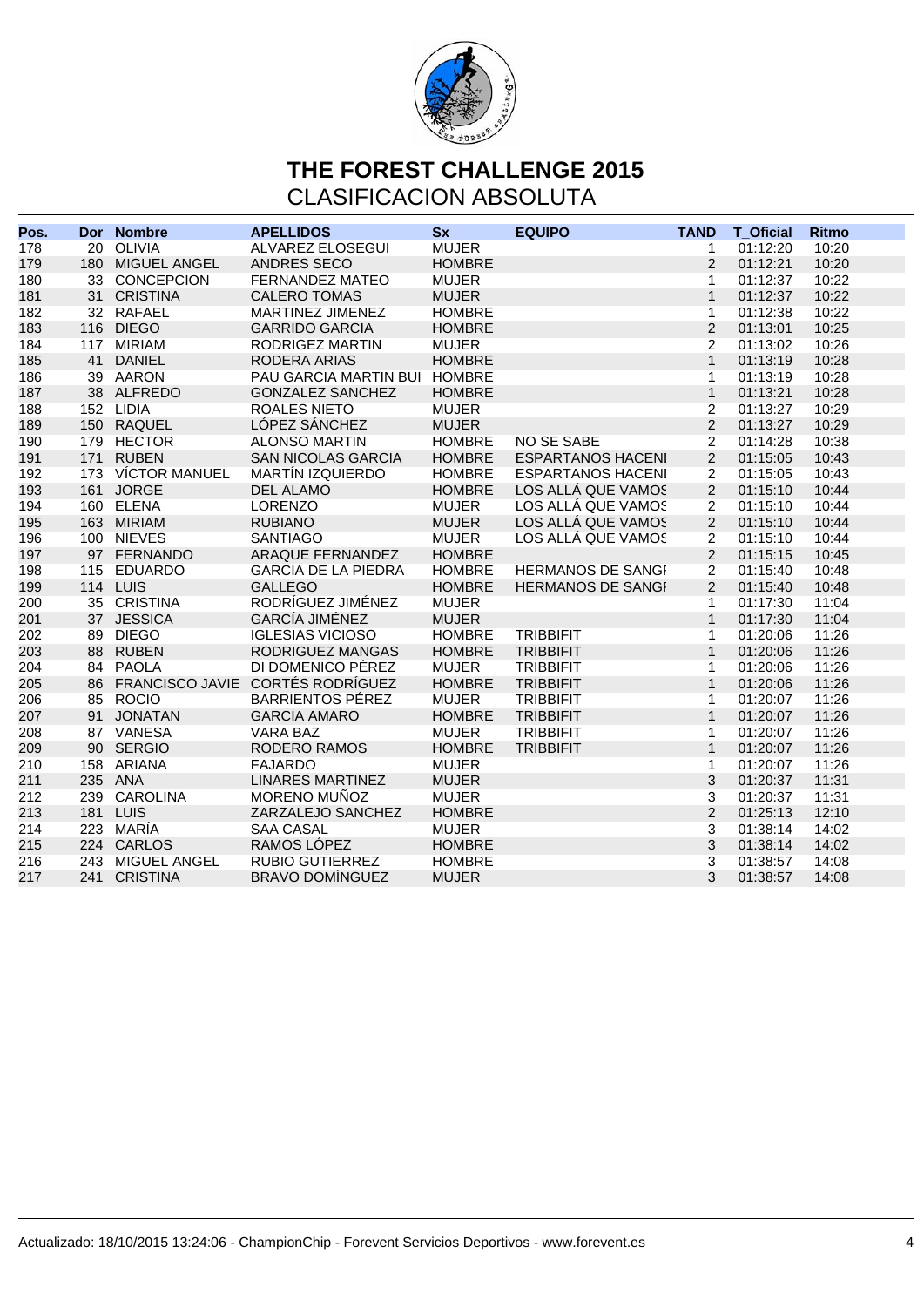# THE FOREST CHALLENGE 2015

## CLASIFICACION ABSOLUTA

| Pos. | Dor | Nombre | APELLIDOS | Sx | EQUIPO | TAND | T_Oficial | Ritmo |
|---|---|---|---|---|---|---|---|---|
| 178 | 20 | OLIVIA | ALVAREZ ELOSEGUI | MUJER | | 1 | 01:12:20 | 10:20 |
| 179 | 180 | MIGUEL ANGEL | ANDRES SECO | HOMBRE | | 2 | 01:12:21 | 10:20 |
| 180 | 33 | CONCEPCION | FERNANDEZ MATEO | MUJER | | 1 | 01:12:37 | 10:22 |
| 181 | 31 | CRISTINA | CALERO TOMAS | MUJER | | 1 | 01:12:37 | 10:22 |
| 182 | 32 | RAFAEL | MARTINEZ JIMENEZ | HOMBRE | | 1 | 01:12:38 | 10:22 |
| 183 | 116 | DIEGO | GARRIDO GARCIA | HOMBRE | | 2 | 01:13:01 | 10:25 |
| 184 | 117 | MIRIAM | RODRIGEZ MARTIN | MUJER | | 2 | 01:13:02 | 10:26 |
| 185 | 41 | DANIEL | RODERA ARIAS | HOMBRE | | 1 | 01:13:19 | 10:28 |
| 186 | 39 | AARON | PAU GARCIA MARTIN BUI | HOMBRE | | 1 | 01:13:19 | 10:28 |
| 187 | 38 | ALFREDO | GONZALEZ SANCHEZ | HOMBRE | | 1 | 01:13:21 | 10:28 |
| 188 | 152 | LIDIA | ROALES NIETO | MUJER | | 2 | 01:13:27 | 10:29 |
| 189 | 150 | RAQUEL | LÓPEZ SÁNCHEZ | MUJER | | 2 | 01:13:27 | 10:29 |
| 190 | 179 | HECTOR | ALONSO MARTIN | HOMBRE | NO SE SABE | 2 | 01:14:28 | 10:38 |
| 191 | 171 | RUBEN | SAN NICOLAS GARCIA | HOMBRE | ESPARTANOS HACENI | 2 | 01:15:05 | 10:43 |
| 192 | 173 | VÍCTOR MANUEL | MARTÍN IZQUIERDO | HOMBRE | ESPARTANOS HACENI | 2 | 01:15:05 | 10:43 |
| 193 | 161 | JORGE | DEL ALAMO | HOMBRE | LOS ALLÁ QUE VAMOS | 2 | 01:15:10 | 10:44 |
| 194 | 160 | ELENA | LORENZO | MUJER | LOS ALLÁ QUE VAMOS | 2 | 01:15:10 | 10:44 |
| 195 | 163 | MIRIAM | RUBIANO | MUJER | LOS ALLÁ QUE VAMOS | 2 | 01:15:10 | 10:44 |
| 196 | 100 | NIEVES | SANTIAGO | MUJER | LOS ALLÁ QUE VAMOS | 2 | 01:15:10 | 10:44 |
| 197 | 97 | FERNANDO | ARAQUE FERNANDEZ | HOMBRE | | 2 | 01:15:15 | 10:45 |
| 198 | 115 | EDUARDO | GARCIA DE LA PIEDRA | HOMBRE | HERMANOS DE SANGI | 2 | 01:15:40 | 10:48 |
| 199 | 114 | LUIS | GALLEGO | HOMBRE | HERMANOS DE SANGI | 2 | 01:15:40 | 10:48 |
| 200 | 35 | CRISTINA | RODRÍGUEZ JIMÉNEZ | MUJER | | 1 | 01:17:30 | 11:04 |
| 201 | 37 | JESSICA | GARCÍA JIMÉNEZ | MUJER | | 1 | 01:17:30 | 11:04 |
| 202 | 89 | DIEGO | IGLESIAS VICIOSO | HOMBRE | TRIBBIFIT | 1 | 01:20:06 | 11:26 |
| 203 | 88 | RUBEN | RODRIGUEZ MANGAS | HOMBRE | TRIBBIFIT | 1 | 01:20:06 | 11:26 |
| 204 | 84 | PAOLA | DI DOMENICO PÉREZ | MUJER | TRIBBIFIT | 1 | 01:20:06 | 11:26 |
| 205 | 86 | FRANCISCO JAVIE | CORTÉS RODRÍGUEZ | HOMBRE | TRIBBIFIT | 1 | 01:20:06 | 11:26 |
| 206 | 85 | ROCIO | BARRIENTOS PÉREZ | MUJER | TRIBBIFIT | 1 | 01:20:07 | 11:26 |
| 207 | 91 | JONATAN | GARCIA AMARO | HOMBRE | TRIBBIFIT | 1 | 01:20:07 | 11:26 |
| 208 | 87 | VANESA | VARA BAZ | MUJER | TRIBBIFIT | 1 | 01:20:07 | 11:26 |
| 209 | 90 | SERGIO | RODERO RAMOS | HOMBRE | TRIBBIFIT | 1 | 01:20:07 | 11:26 |
| 210 | 158 | ARIANA | FAJARDO | MUJER | | 1 | 01:20:07 | 11:26 |
| 211 | 235 | ANA | LINARES MARTINEZ | MUJER | | 3 | 01:20:37 | 11:31 |
| 212 | 239 | CAROLINA | MORENO MUÑOZ | MUJER | | 3 | 01:20:37 | 11:31 |
| 213 | 181 | LUIS | ZARZALEJO SANCHEZ | HOMBRE | | 2 | 01:25:13 | 12:10 |
| 214 | 223 | MARÍA | SAA CASAL | MUJER | | 3 | 01:38:14 | 14:02 |
| 215 | 224 | CARLOS | RAMOS LÓPEZ | HOMBRE | | 3 | 01:38:14 | 14:02 |
| 216 | 243 | MIGUEL ANGEL | RUBIO GUTIERREZ | HOMBRE | | 3 | 01:38:57 | 14:08 |
| 217 | 241 | CRISTINA | BRAVO DOMÍNGUEZ | MUJER | | 3 | 01:38:57 | 14:08 |

Actualizado: 18/10/2015 13:24:06 - ChampionChip - Forevent Servicios Deportivos - www.forevent.es